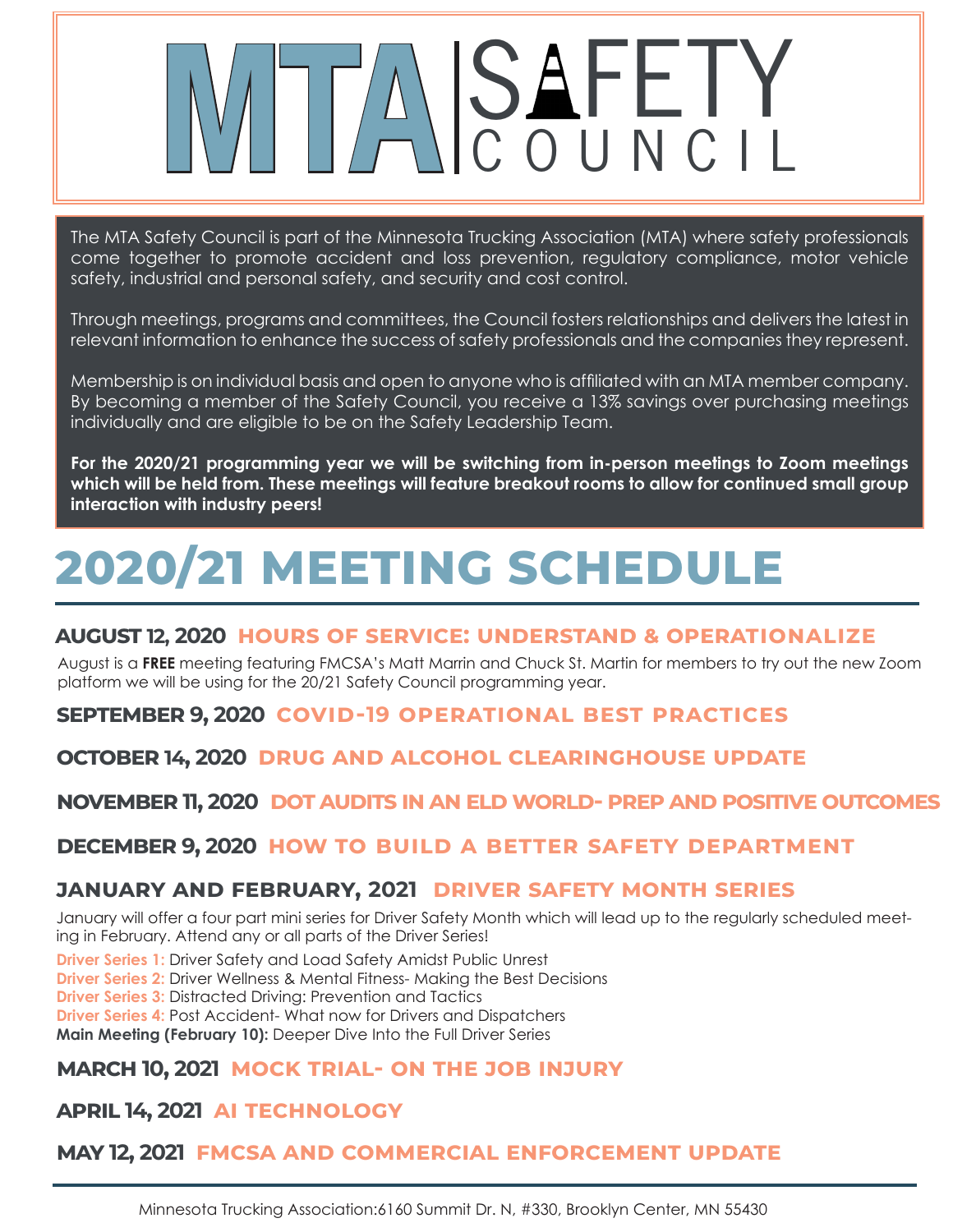# MTA SAFETY COUNCIL

The MTA Safety Council is part of the Minnesota Trucking Association (MTA) where safety professionals come together to promote accident and loss prevention, regulatory compliance, motor vehicle safety, industrial and personal safety, and security and cost control.

Through meetings, programs and committees, the Council fosters relationships and delivers the latest in relevant information to enhance the success of safety professionals and the companies they represent.

Membership is on individual basis and open to anyone who is affiliated with an MTA member company. By becoming a member of the Safety Council, you receive a 13% savings over purchasing meetings individually and are eligible to be on the Safety Leadership Team.

**For the 2020/21 programming year we will be switching from in-person meetings to Zoom meetings which will be held from. These meetings will feature breakout rooms to allow for continued small group interaction with industry peers!**

# 2020/21 MEETING SCHEDULE

### AUGUST 12, 2020 HOURS OF SERVICE: UNDERSTAND & OPERATIONALIZE

August is a **FREE** meeting featuring FMCSA's Matt Marrin and Chuck St. Martin for members to try out the new Zoom platform we will be using for the 20/21 Safety Council programming year.

### SEPTEMBER 9, 2020 COVID-19 OPERATIONAL BEST PRACTICES

### OCTOBER 14, 2020 DRUG AND ALCOHOL CLEARINGHOUSE UPDATE

### NOVEMBER 11, 2020 DOT AUDITS IN AN ELD WORLD- PREP AND POSITIVE OUTCOMES

### DECEMBER 9, 2020 HOW TO BUILD A BETTER SAFETY DEPARTMENT

### JANUARY AND FEBRUARY, 2021 DRIVER SAFETY MONTH SERIES

January will offer a four part mini series for Driver Safety Month which will lead up to the regularly scheduled meeting in February. Attend any or all parts of the Driver Series!

**Driver Series 1:** Driver Safety and Load Safety Amidst Public Unrest
**Driver Series 2:** Driver Wellness & Mental Fitness- Making the Best Decisions
**Driver Series 3:** Distracted Driving: Prevention and Tactics
**Driver Series 4:** Post Accident- What now for Drivers and Dispatchers
**Main Meeting (February 10):** Deeper Dive Into the Full Driver Series

### MARCH 10, 2021 MOCK TRIAL- ON THE JOB INJURY

### APRIL 14, 2021 AI TECHNOLOGY

### MAY 12, 2021 FMCSA AND COMMERCIAL ENFORCEMENT UPDATE

Minnesota Trucking Association:6160 Summit Dr. N, #330, Brooklyn Center, MN 55430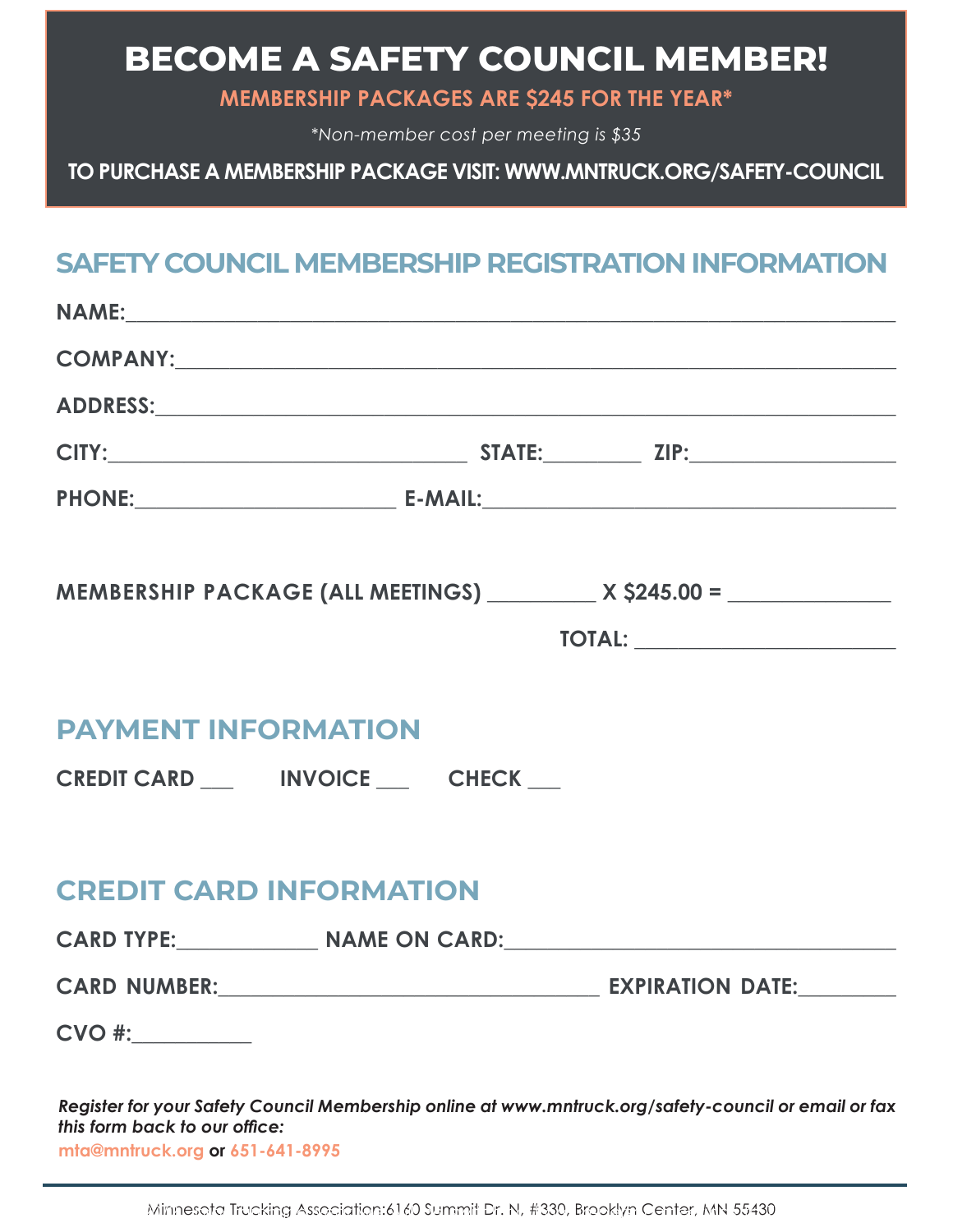# BECOME A SAFETY COUNCIL MEMBER!

**MEMBERSHIP PACKAGES ARE $245 FOR THE YEAR***

*\*Non-member cost per meeting is $35*

**TO PURCHASE A MEMBERSHIP PACKAGE VISIT: WWW.MNTRUCK.ORG/SAFETY-COUNCIL**

## SAFETY COUNCIL MEMBERSHIP REGISTRATION INFORMATION

**NAME:**______________________________________________________________

**COMPANY:**___________________________________________________________

**ADDRESS:**___________________________________________________________

**CITY:**______________________________ **STATE:**________ **ZIP:**________________

**PHONE:**______________________ **E-MAIL:**___________________________________

**MEMBERSHIP PACKAGE (ALL MEETINGS)** _________ **X $245.00 =** _____________

**TOTAL:** ______________________

## PAYMENT INFORMATION

**CREDIT CARD** ___ **INVOICE** ___ **CHECK** ___

## CREDIT CARD INFORMATION

**CARD TYPE:**____________ **NAME ON CARD:**________________________________

**CARD NUMBER:**________________________________ **EXPIRATION DATE:**________

**CVO #:**__________

***Register for your Safety Council Membership online at www.mntruck.org/safety-council or email or fax this form back to our office:***

**mta@mntruck.org** or **651-641-8995**

Minnesota Trucking Association:6160 Summit Dr. N, #330, Brooklyn Center, MN 55430